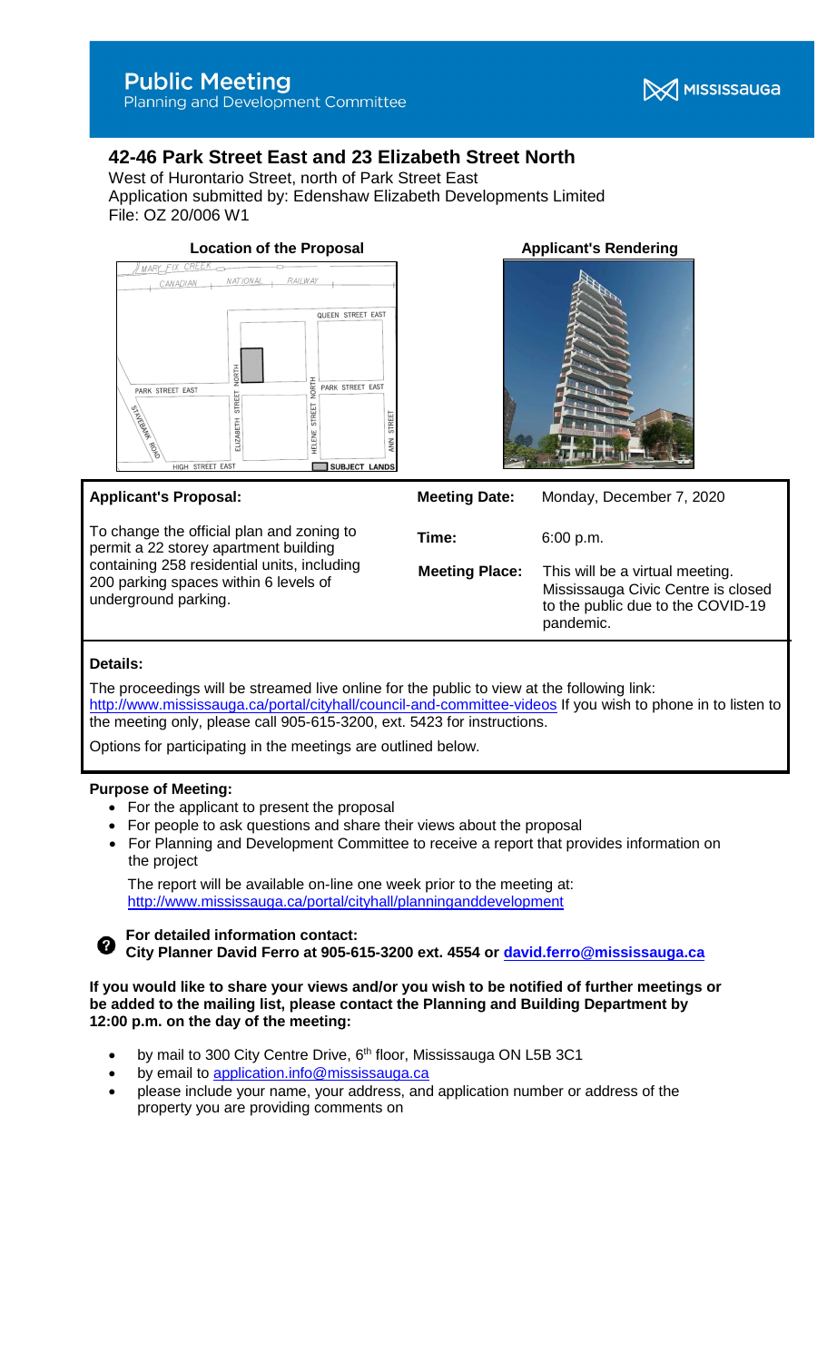# Public Meeting

Planning and Development Committee

MISSISSAUGA

## 42-46 Park Street East and 23 Elizabeth Street North

West of Hurontario Street, north of Park Street East
Application submitted by: Edenshaw Elizabeth Developments Limited
File: OZ 20/006 W1

**Location of the Proposal**

**Applicant's Rendering**

| **Applicant's Proposal:** | **Meeting Date:** | Monday, December 7, 2020 |
|---|---|---|
| To change the official plan and zoning to permit a 22 storey apartment building containing 258 residential units, including 200 parking spaces within 6 levels of underground parking. | **Time:** | 6:00 p.m. |
| | **Meeting Place:** | This will be a virtual meeting. Mississauga Civic Centre is closed to the public due to the COVID-19 pandemic. |

**Details:**

The proceedings will be streamed live online for the public to view at the following link: http://www.mississauga.ca/portal/cityhall/council-and-committee-videos If you wish to phone in to listen to the meeting only, please call 905-615-3200, ext. 5423 for instructions.

Options for participating in the meetings are outlined below.

**Purpose of Meeting:**

- For the applicant to present the proposal
- For people to ask questions and share their views about the proposal
- For Planning and Development Committee to receive a report that provides information on the project

  The report will be available on-line one week prior to the meeting at: http://www.mississauga.ca/portal/cityhall/planninganddevelopment

**For detailed information contact:**
**City Planner David Ferro at 905-615-3200 ext. 4554 or david.ferro@mississauga.ca**

**If you would like to share your views and/or you wish to be notified of further meetings or be added to the mailing list, please contact the Planning and Building Department by 12:00 p.m. on the day of the meeting:**

- by mail to 300 City Centre Drive, 6th floor, Mississauga ON L5B 3C1
- by email to application.info@mississauga.ca
- please include your name, your address, and application number or address of the property you are providing comments on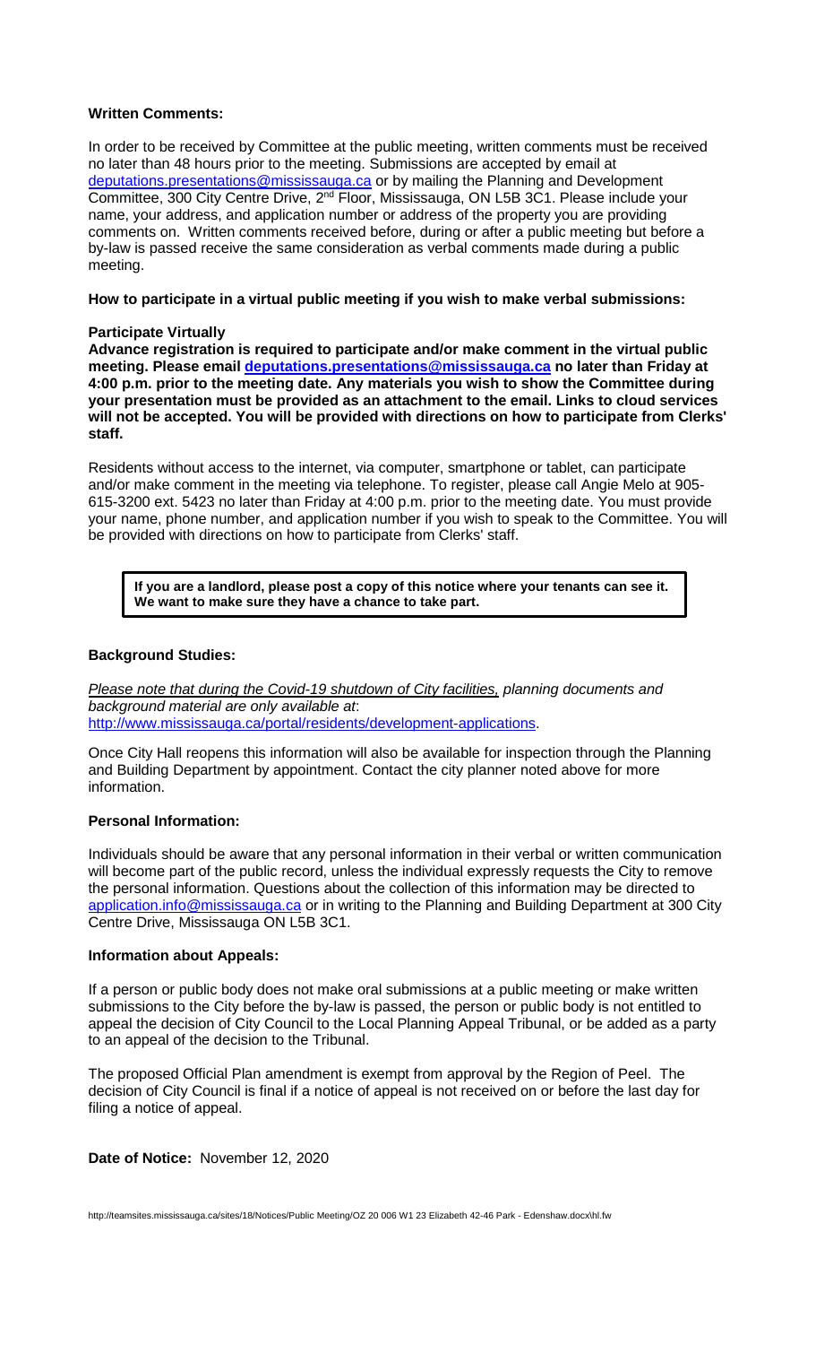**Written Comments:**

In order to be received by Committee at the public meeting, written comments must be received no later than 48 hours prior to the meeting. Submissions are accepted by email at deputations.presentations@mississauga.ca or by mailing the Planning and Development Committee, 300 City Centre Drive, 2nd Floor, Mississauga, ON L5B 3C1. Please include your name, your address, and application number or address of the property you are providing comments on. Written comments received before, during or after a public meeting but before a by-law is passed receive the same consideration as verbal comments made during a public meeting.

**How to participate in a virtual public meeting if you wish to make verbal submissions:**

**Participate Virtually**

**Advance registration is required to participate and/or make comment in the virtual public meeting. Please email deputations.presentations@mississauga.ca no later than Friday at 4:00 p.m. prior to the meeting date. Any materials you wish to show the Committee during your presentation must be provided as an attachment to the email. Links to cloud services will not be accepted. You will be provided with directions on how to participate from Clerks' staff.**

Residents without access to the internet, via computer, smartphone or tablet, can participate and/or make comment in the meeting via telephone. To register, please call Angie Melo at 905-615-3200 ext. 5423 no later than Friday at 4:00 p.m. prior to the meeting date. You must provide your name, phone number, and application number if you wish to speak to the Committee. You will be provided with directions on how to participate from Clerks' staff.

> **If you are a landlord, please post a copy of this notice where your tenants can see it. We want to make sure they have a chance to take part.**

**Background Studies:**

*Please note that during the Covid-19 shutdown of City facilities, planning documents and background material are only available at*: http://www.mississauga.ca/portal/residents/development-applications.

Once City Hall reopens this information will also be available for inspection through the Planning and Building Department by appointment. Contact the city planner noted above for more information.

**Personal Information:**

Individuals should be aware that any personal information in their verbal or written communication will become part of the public record, unless the individual expressly requests the City to remove the personal information. Questions about the collection of this information may be directed to application.info@mississauga.ca or in writing to the Planning and Building Department at 300 City Centre Drive, Mississauga ON L5B 3C1.

**Information about Appeals:**

If a person or public body does not make oral submissions at a public meeting or make written submissions to the City before the by-law is passed, the person or public body is not entitled to appeal the decision of City Council to the Local Planning Appeal Tribunal, or be added as a party to an appeal of the decision to the Tribunal.

The proposed Official Plan amendment is exempt from approval by the Region of Peel. The decision of City Council is final if a notice of appeal is not received on or before the last day for filing a notice of appeal.

**Date of Notice:** November 12, 2020

http://teamsites.mississauga.ca/sites/18/Notices/Public Meeting/OZ 20 006 W1 23 Elizabeth 42-46 Park - Edenshaw.docx\hl.fw